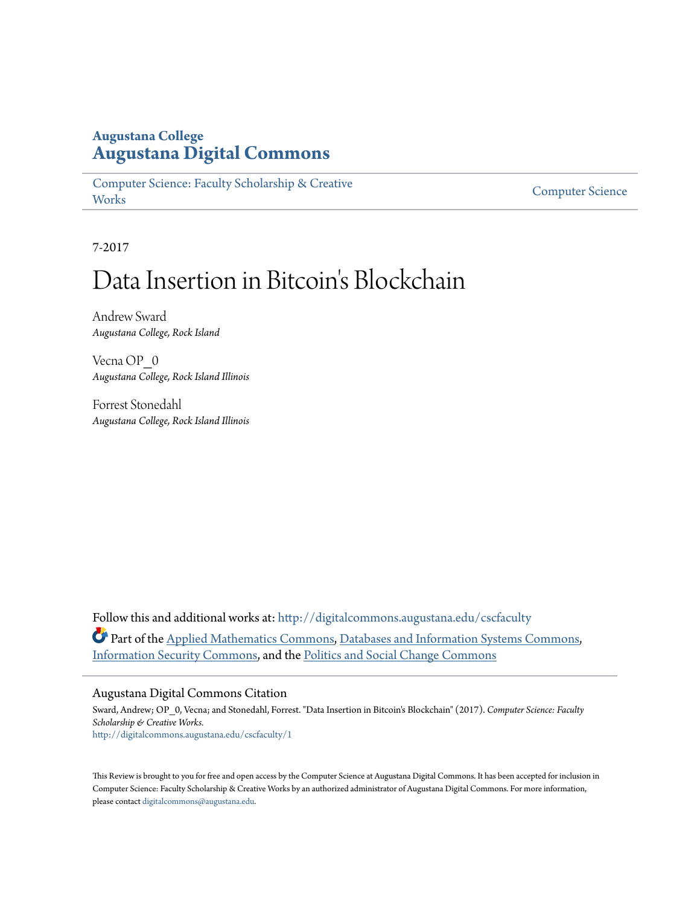**Augustana College**
**Augustana Digital Commons**

Computer Science: Faculty Scholarship & Creative Works | Computer Science

7-2017

# Data Insertion in Bitcoin's Blockchain

Andrew Sward
*Augustana College, Rock Island*

Vecna OP_0
*Augustana College, Rock Island Illinois*

Forrest Stonedahl
*Augustana College, Rock Island Illinois*

Follow this and additional works at: http://digitalcommons.augustana.edu/cscfaculty

Part of the Applied Mathematics Commons, Databases and Information Systems Commons, Information Security Commons, and the Politics and Social Change Commons

## Augustana Digital Commons Citation

Sward, Andrew; OP_0, Vecna; and Stonedahl, Forrest. "Data Insertion in Bitcoin's Blockchain" (2017). *Computer Science: Faculty Scholarship & Creative Works.*
http://digitalcommons.augustana.edu/cscfaculty/1

This Review is brought to you for free and open access by the Computer Science at Augustana Digital Commons. It has been accepted for inclusion in Computer Science: Faculty Scholarship & Creative Works by an authorized administrator of Augustana Digital Commons. For more information, please contact digitalcommons@augustana.edu.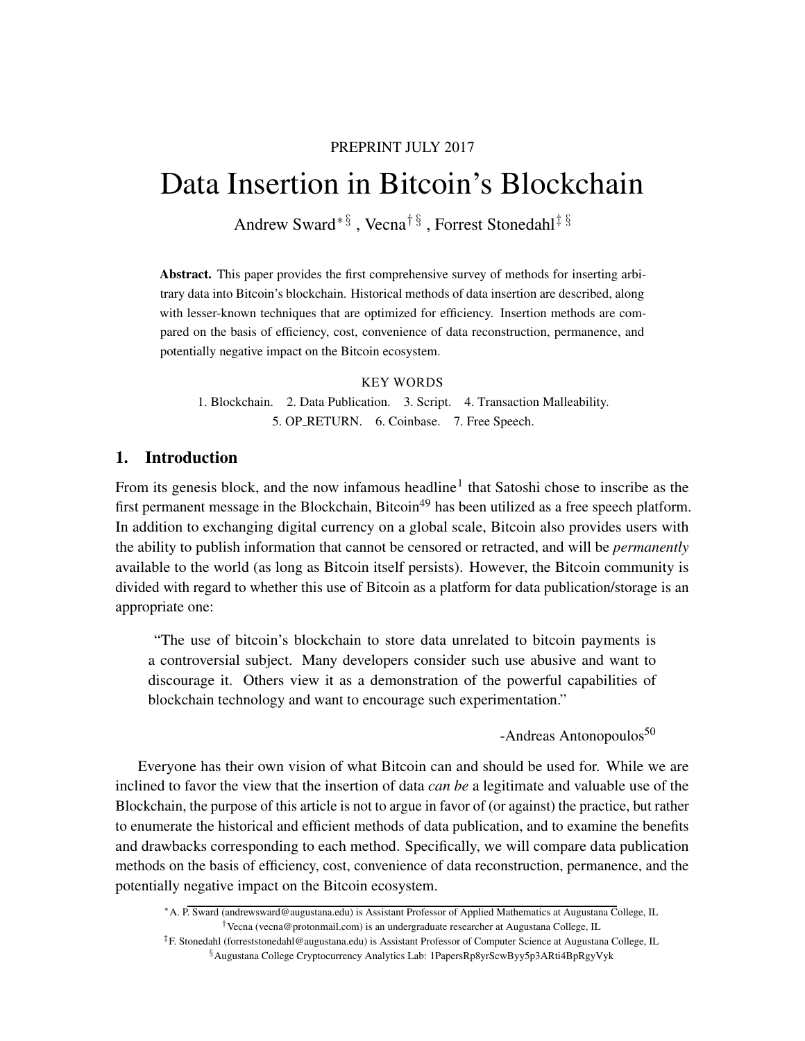PREPRINT JULY 2017

# Data Insertion in Bitcoin's Blockchain

Andrew Sward[*§], Vecna[†§], Forrest Stonedahl[‡§]

**Abstract.** This paper provides the first comprehensive survey of methods for inserting arbitrary data into Bitcoin's blockchain. Historical methods of data insertion are described, along with lesser-known techniques that are optimized for efficiency. Insertion methods are compared on the basis of efficiency, cost, convenience of data reconstruction, permanence, and potentially negative impact on the Bitcoin ecosystem.

KEY WORDS

1. Blockchain. 2. Data Publication. 3. Script. 4. Transaction Malleability. 5. OP_RETURN. 6. Coinbase. 7. Free Speech.

## 1. Introduction

From its genesis block, and the now infamous headline[1] that Satoshi chose to inscribe as the first permanent message in the Blockchain, Bitcoin[49] has been utilized as a free speech platform. In addition to exchanging digital currency on a global scale, Bitcoin also provides users with the ability to publish information that cannot be censored or retracted, and will be *permanently* available to the world (as long as Bitcoin itself persists). However, the Bitcoin community is divided with regard to whether this use of Bitcoin as a platform for data publication/storage is an appropriate one:

> "The use of bitcoin's blockchain to store data unrelated to bitcoin payments is a controversial subject. Many developers consider such use abusive and want to discourage it. Others view it as a demonstration of the powerful capabilities of blockchain technology and want to encourage such experimentation."
>
> -Andreas Antonopoulos[50]

Everyone has their own vision of what Bitcoin can and should be used for. While we are inclined to favor the view that the insertion of data *can be* a legitimate and valuable use of the Blockchain, the purpose of this article is not to argue in favor of (or against) the practice, but rather to enumerate the historical and efficient methods of data publication, and to examine the benefits and drawbacks corresponding to each method. Specifically, we will compare data publication methods on the basis of efficiency, cost, convenience of data reconstruction, permanence, and the potentially negative impact on the Bitcoin ecosystem.

[*] A. P. Sward (andrewsward@augustana.edu) is Assistant Professor of Applied Mathematics at Augustana College, IL

[†] Vecna (vecna@protonmail.com) is an undergraduate researcher at Augustana College, IL

[‡] F. Stonedahl (forreststonedahl@augustana.edu) is Assistant Professor of Computer Science at Augustana College, IL

[§] Augustana College Cryptocurrency Analytics Lab: 1PapersRp8yrScwByy5p3ARti4BpRgyVyk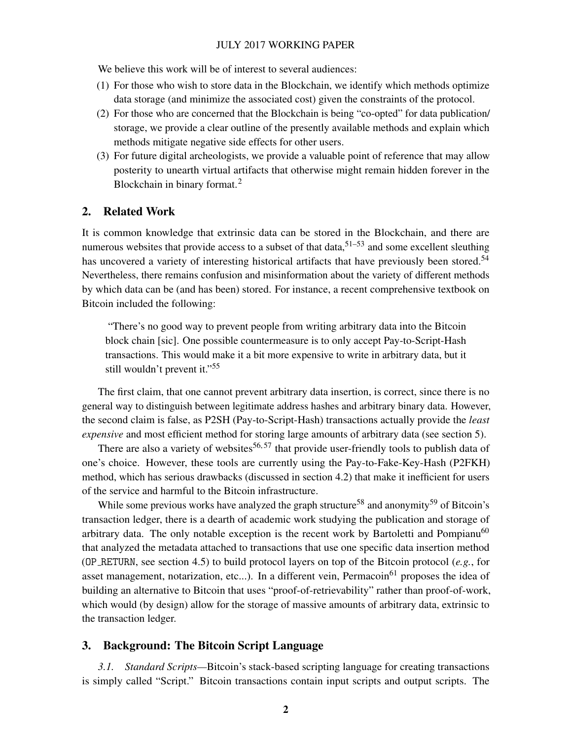We believe this work will be of interest to several audiences:

(1) For those who wish to store data in the Blockchain, we identify which methods optimize data storage (and minimize the associated cost) given the constraints of the protocol.
(2) For those who are concerned that the Blockchain is being "co-opted" for data publication/storage, we provide a clear outline of the presently available methods and explain which methods mitigate negative side effects for other users.
(3) For future digital archeologists, we provide a valuable point of reference that may allow posterity to unearth virtual artifacts that otherwise might remain hidden forever in the Blockchain in binary format.[2]

## 2. Related Work

It is common knowledge that extrinsic data can be stored in the Blockchain, and there are numerous websites that provide access to a subset of that data,[51–53] and some excellent sleuthing has uncovered a variety of interesting historical artifacts that have previously been stored.[54] Nevertheless, there remains confusion and misinformation about the variety of different methods by which data can be (and has been) stored. For instance, a recent comprehensive textbook on Bitcoin included the following:

> "There's no good way to prevent people from writing arbitrary data into the Bitcoin block chain [sic]. One possible countermeasure is to only accept Pay-to-Script-Hash transactions. This would make it a bit more expensive to write in arbitrary data, but it still wouldn't prevent it."[55]

The first claim, that one cannot prevent arbitrary data insertion, is correct, since there is no general way to distinguish between legitimate address hashes and arbitrary binary data. However, the second claim is false, as P2SH (Pay-to-Script-Hash) transactions actually provide the *least expensive* and most efficient method for storing large amounts of arbitrary data (see section 5).

There are also a variety of websites[56,57] that provide user-friendly tools to publish data of one's choice. However, these tools are currently using the Pay-to-Fake-Key-Hash (P2FKH) method, which has serious drawbacks (discussed in section 4.2) that make it inefficient for users of the service and harmful to the Bitcoin infrastructure.

While some previous works have analyzed the graph structure[58] and anonymity[59] of Bitcoin's transaction ledger, there is a dearth of academic work studying the publication and storage of arbitrary data. The only notable exception is the recent work by Bartoletti and Pompianu[60] that analyzed the metadata attached to transactions that use one specific data insertion method (`OP_RETURN`, see section 4.5) to build protocol layers on top of the Bitcoin protocol (*e.g.*, for asset management, notarization, etc...). In a different vein, Permacoin[61] proposes the idea of building an alternative to Bitcoin that uses "proof-of-retrievability" rather than proof-of-work, which would (by design) allow for the storage of massive amounts of arbitrary data, extrinsic to the transaction ledger.

## 3. Background: The Bitcoin Script Language

*3.1. Standard Scripts*—Bitcoin's stack-based scripting language for creating transactions is simply called "Script." Bitcoin transactions contain input scripts and output scripts. The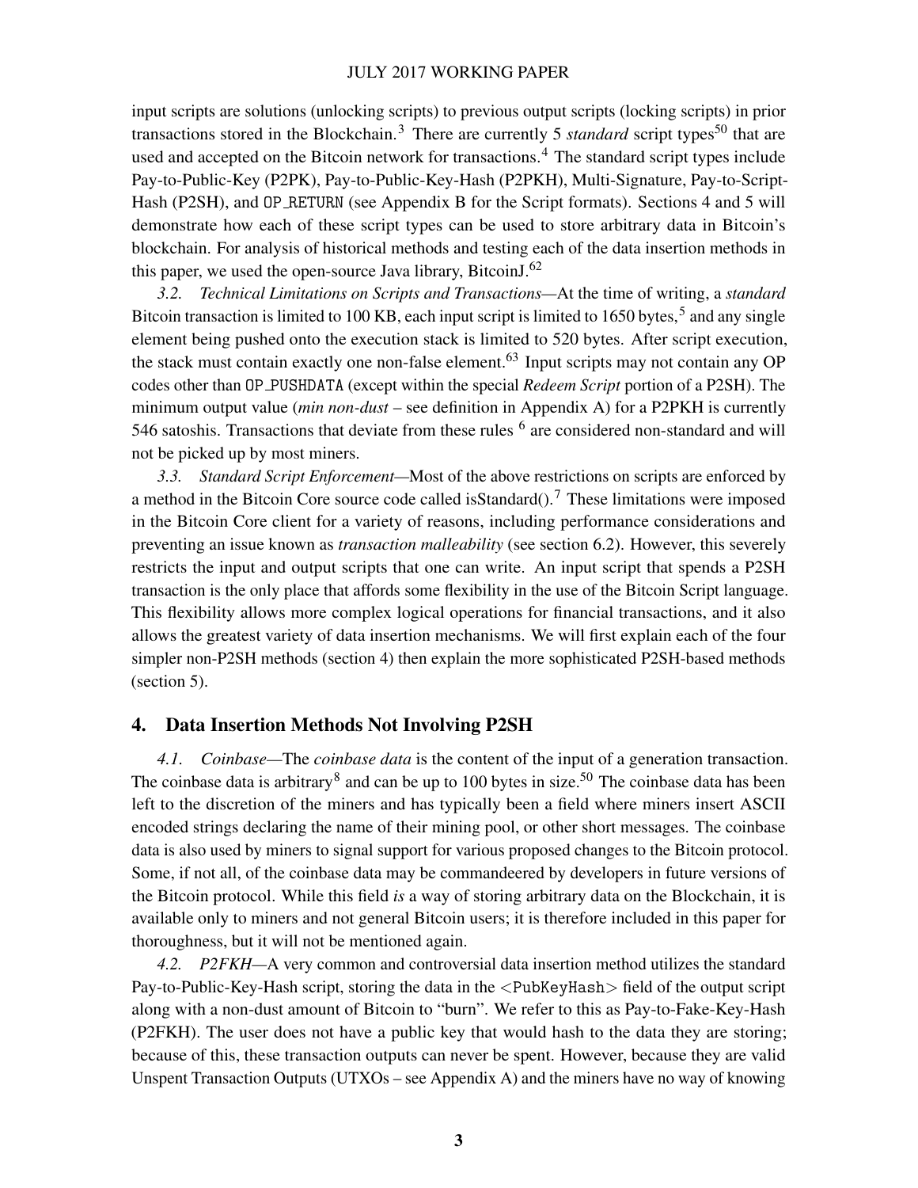input scripts are solutions (unlocking scripts) to previous output scripts (locking scripts) in prior transactions stored in the Blockchain.[3] There are currently 5 *standard* script types[50] that are used and accepted on the Bitcoin network for transactions.[4] The standard script types include Pay-to-Public-Key (P2PK), Pay-to-Public-Key-Hash (P2PKH), Multi-Signature, Pay-to-Script-Hash (P2SH), and `OP_RETURN` (see Appendix B for the Script formats). Sections 4 and 5 will demonstrate how each of these script types can be used to store arbitrary data in Bitcoin's blockchain. For analysis of historical methods and testing each of the data insertion methods in this paper, we used the open-source Java library, BitcoinJ.[62]

*3.2. Technical Limitations on Scripts and Transactions*—At the time of writing, a *standard* Bitcoin transaction is limited to 100 KB, each input script is limited to 1650 bytes,[5] and any single element being pushed onto the execution stack is limited to 520 bytes. After script execution, the stack must contain exactly one non-false element.[63] Input scripts may not contain any OP codes other than `OP_PUSHDATA` (except within the special *Redeem Script* portion of a P2SH). The minimum output value (*min non-dust* – see definition in Appendix A) for a P2PKH is currently 546 satoshis. Transactions that deviate from these rules [6] are considered non-standard and will not be picked up by most miners.

*3.3. Standard Script Enforcement*—Most of the above restrictions on scripts are enforced by a method in the Bitcoin Core source code called isStandard().[7] These limitations were imposed in the Bitcoin Core client for a variety of reasons, including performance considerations and preventing an issue known as *transaction malleability* (see section 6.2). However, this severely restricts the input and output scripts that one can write. An input script that spends a P2SH transaction is the only place that affords some flexibility in the use of the Bitcoin Script language. This flexibility allows more complex logical operations for financial transactions, and it also allows the greatest variety of data insertion mechanisms. We will first explain each of the four simpler non-P2SH methods (section 4) then explain the more sophisticated P2SH-based methods (section 5).

## 4. Data Insertion Methods Not Involving P2SH

*4.1. Coinbase*—The *coinbase data* is the content of the input of a generation transaction. The coinbase data is arbitrary[8] and can be up to 100 bytes in size.[50] The coinbase data has been left to the discretion of the miners and has typically been a field where miners insert ASCII encoded strings declaring the name of their mining pool, or other short messages. The coinbase data is also used by miners to signal support for various proposed changes to the Bitcoin protocol. Some, if not all, of the coinbase data may be commandeered by developers in future versions of the Bitcoin protocol. While this field *is* a way of storing arbitrary data on the Blockchain, it is available only to miners and not general Bitcoin users; it is therefore included in this paper for thoroughness, but it will not be mentioned again.

*4.2. P2FKH*—A very common and controversial data insertion method utilizes the standard Pay-to-Public-Key-Hash script, storing the data in the `<PubKeyHash>` field of the output script along with a non-dust amount of Bitcoin to "burn". We refer to this as Pay-to-Fake-Key-Hash (P2FKH). The user does not have a public key that would hash to the data they are storing; because of this, these transaction outputs can never be spent. However, because they are valid Unspent Transaction Outputs (UTXOs – see Appendix A) and the miners have no way of knowing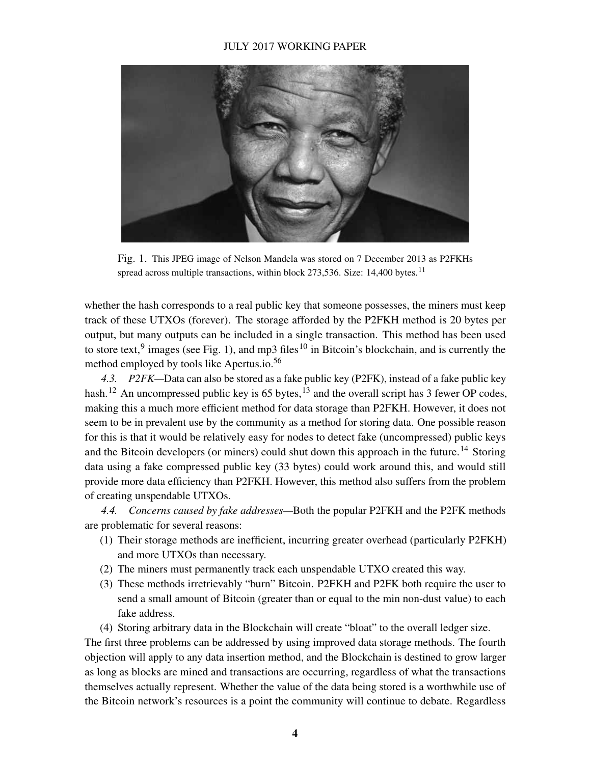Fig. 1. This JPEG image of Nelson Mandela was stored on 7 December 2013 as P2FKHs spread across multiple transactions, within block 273,536. Size: 14,400 bytes.[11]

whether the hash corresponds to a real public key that someone possesses, the miners must keep track of these UTXOs (forever). The storage afforded by the P2FKH method is 20 bytes per output, but many outputs can be included in a single transaction. This method has been used to store text,[9] images (see Fig. 1), and mp3 files[10] in Bitcoin's blockchain, and is currently the method employed by tools like Apertus.io.[56]

*4.3. P2FK*—Data can also be stored as a fake public key (P2FK), instead of a fake public key hash.[12] An uncompressed public key is 65 bytes,[13] and the overall script has 3 fewer OP codes, making this a much more efficient method for data storage than P2FKH. However, it does not seem to be in prevalent use by the community as a method for storing data. One possible reason for this is that it would be relatively easy for nodes to detect fake (uncompressed) public keys and the Bitcoin developers (or miners) could shut down this approach in the future.[14] Storing data using a fake compressed public key (33 bytes) could work around this, and would still provide more data efficiency than P2FKH. However, this method also suffers from the problem of creating unspendable UTXOs.

*4.4. Concerns caused by fake addresses*—Both the popular P2FKH and the P2FK methods are problematic for several reasons:

1. Their storage methods are inefficient, incurring greater overhead (particularly P2FKH) and more UTXOs than necessary.
2. The miners must permanently track each unspendable UTXO created this way.
3. These methods irretrievably "burn" Bitcoin. P2FKH and P2FK both require the user to send a small amount of Bitcoin (greater than or equal to the min non-dust value) to each fake address.
4. Storing arbitrary data in the Blockchain will create "bloat" to the overall ledger size.

The first three problems can be addressed by using improved data storage methods. The fourth objection will apply to any data insertion method, and the Blockchain is destined to grow larger as long as blocks are mined and transactions are occurring, regardless of what the transactions themselves actually represent. Whether the value of the data being stored is a worthwhile use of the Bitcoin network's resources is a point the community will continue to debate. Regardless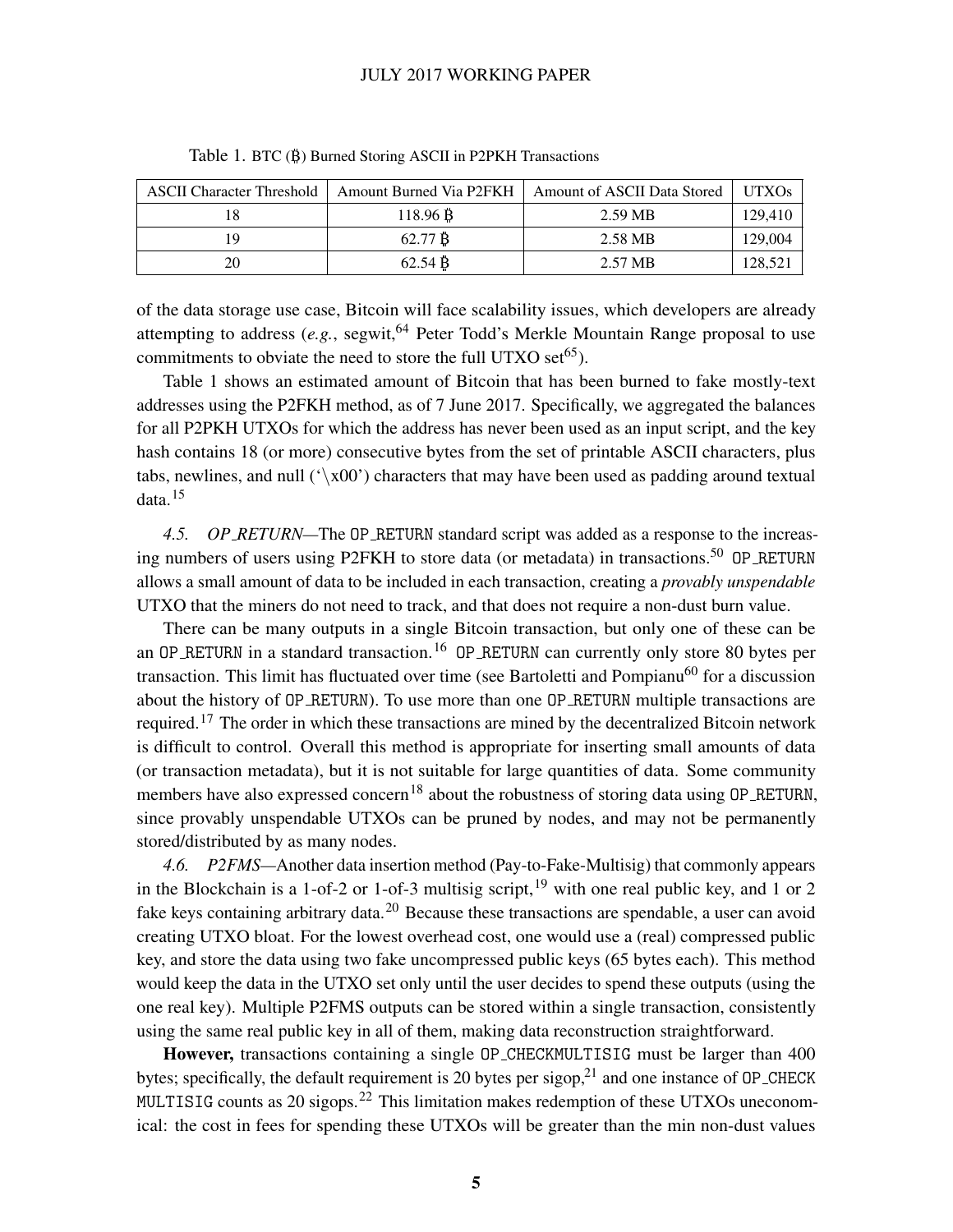Table 1. BTC (฿) Burned Storing ASCII in P2PKH Transactions

| ASCII Character Threshold | Amount Burned Via P2FKH | Amount of ASCII Data Stored | UTXOs |
|---|---|---|---|
| 18 | 118.96 ฿ | 2.59 MB | 129,410 |
| 19 | 62.77 ฿ | 2.58 MB | 129,004 |
| 20 | 62.54 ฿ | 2.57 MB | 128,521 |

of the data storage use case, Bitcoin will face scalability issues, which developers are already attempting to address (*e.g.*, segwit,[64] Peter Todd's Merkle Mountain Range proposal to use commitments to obviate the need to store the full UTXO set[65]).

Table 1 shows an estimated amount of Bitcoin that has been burned to fake mostly-text addresses using the P2FKH method, as of 7 June 2017. Specifically, we aggregated the balances for all P2PKH UTXOs for which the address has never been used as an input script, and the key hash contains 18 (or more) consecutive bytes from the set of printable ASCII characters, plus tabs, newlines, and null ('\x00') characters that may have been used as padding around textual data.[15]

*4.5. OP_RETURN*—The OP_RETURN standard script was added as a response to the increasing numbers of users using P2FKH to store data (or metadata) in transactions.[50] OP_RETURN allows a small amount of data to be included in each transaction, creating a *provably unspendable* UTXO that the miners do not need to track, and that does not require a non-dust burn value.

There can be many outputs in a single Bitcoin transaction, but only one of these can be an OP_RETURN in a standard transaction.[16] OP_RETURN can currently only store 80 bytes per transaction. This limit has fluctuated over time (see Bartoletti and Pompianu[60] for a discussion about the history of OP_RETURN). To use more than one OP_RETURN multiple transactions are required.[17] The order in which these transactions are mined by the decentralized Bitcoin network is difficult to control. Overall this method is appropriate for inserting small amounts of data (or transaction metadata), but it is not suitable for large quantities of data. Some community members have also expressed concern[18] about the robustness of storing data using OP_RETURN, since provably unspendable UTXOs can be pruned by nodes, and may not be permanently stored/distributed by as many nodes.

*4.6. P2FMS*—Another data insertion method (Pay-to-Fake-Multisig) that commonly appears in the Blockchain is a 1-of-2 or 1-of-3 multisig script,[19] with one real public key, and 1 or 2 fake keys containing arbitrary data.[20] Because these transactions are spendable, a user can avoid creating UTXO bloat. For the lowest overhead cost, one would use a (real) compressed public key, and store the data using two fake uncompressed public keys (65 bytes each). This method would keep the data in the UTXO set only until the user decides to spend these outputs (using the one real key). Multiple P2FMS outputs can be stored within a single transaction, consistently using the same real public key in all of them, making data reconstruction straightforward.

**However,** transactions containing a single OP_CHECKMULTISIG must be larger than 400 bytes; specifically, the default requirement is 20 bytes per sigop,[21] and one instance of OP_CHECKMULTISIG counts as 20 sigops.[22] This limitation makes redemption of these UTXOs uneconomical: the cost in fees for spending these UTXOs will be greater than the min non-dust values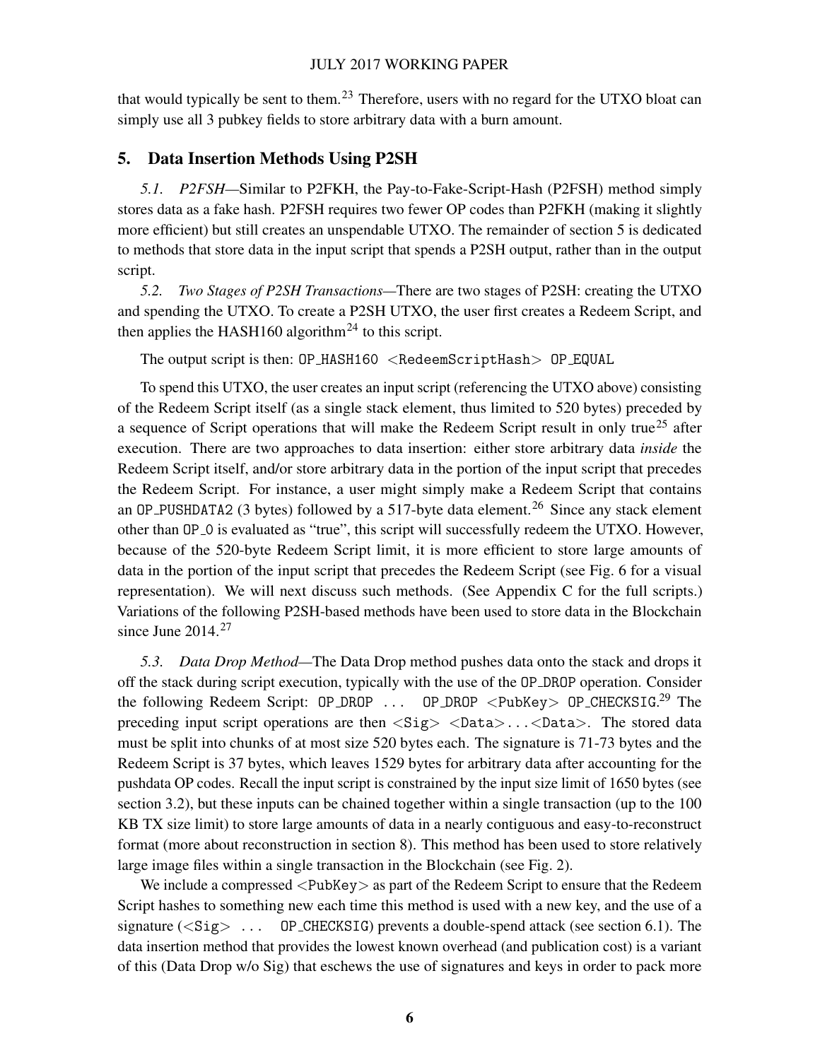that would typically be sent to them.[23] Therefore, users with no regard for the UTXO bloat can simply use all 3 pubkey fields to store arbitrary data with a burn amount.

## 5. Data Insertion Methods Using P2SH

*5.1. P2FSH*—Similar to P2FKH, the Pay-to-Fake-Script-Hash (P2FSH) method simply stores data as a fake hash. P2FSH requires two fewer OP codes than P2FKH (making it slightly more efficient) but still creates an unspendable UTXO. The remainder of section 5 is dedicated to methods that store data in the input script that spends a P2SH output, rather than in the output script.

*5.2. Two Stages of P2SH Transactions*—There are two stages of P2SH: creating the UTXO and spending the UTXO. To create a P2SH UTXO, the user first creates a Redeem Script, and then applies the HASH160 algorithm[24] to this script.

The output script is then: `OP_HASH160 <RedeemScriptHash> OP_EQUAL`

To spend this UTXO, the user creates an input script (referencing the UTXO above) consisting of the Redeem Script itself (as a single stack element, thus limited to 520 bytes) preceded by a sequence of Script operations that will make the Redeem Script result in only true[25] after execution. There are two approaches to data insertion: either store arbitrary data *inside* the Redeem Script itself, and/or store arbitrary data in the portion of the input script that precedes the Redeem Script. For instance, a user might simply make a Redeem Script that contains an `OP_PUSHDATA2` (3 bytes) followed by a 517-byte data element.[26] Since any stack element other than `OP_0` is evaluated as "true", this script will successfully redeem the UTXO. However, because of the 520-byte Redeem Script limit, it is more efficient to store large amounts of data in the portion of the input script that precedes the Redeem Script (see Fig. 6 for a visual representation). We will next discuss such methods. (See Appendix C for the full scripts.) Variations of the following P2SH-based methods have been used to store data in the Blockchain since June 2014.[27]

*5.3. Data Drop Method*—The Data Drop method pushes data onto the stack and drops it off the stack during script execution, typically with the use of the `OP_DROP` operation. Consider the following Redeem Script: `OP_DROP ... OP_DROP <PubKey> OP_CHECKSIG`.[29] The preceding input script operations are then `<Sig> <Data>...<Data>`. The stored data must be split into chunks of at most size 520 bytes each. The signature is 71-73 bytes and the Redeem Script is 37 bytes, which leaves 1529 bytes for arbitrary data after accounting for the pushdata OP codes. Recall the input script is constrained by the input size limit of 1650 bytes (see section 3.2), but these inputs can be chained together within a single transaction (up to the 100 KB TX size limit) to store large amounts of data in a nearly contiguous and easy-to-reconstruct format (more about reconstruction in section 8). This method has been used to store relatively large image files within a single transaction in the Blockchain (see Fig. 2).

We include a compressed `<PubKey>` as part of the Redeem Script to ensure that the Redeem Script hashes to something new each time this method is used with a new key, and the use of a signature (`<Sig> ... OP_CHECKSIG`) prevents a double-spend attack (see section 6.1). The data insertion method that provides the lowest known overhead (and publication cost) is a variant of this (Data Drop w/o Sig) that eschews the use of signatures and keys in order to pack more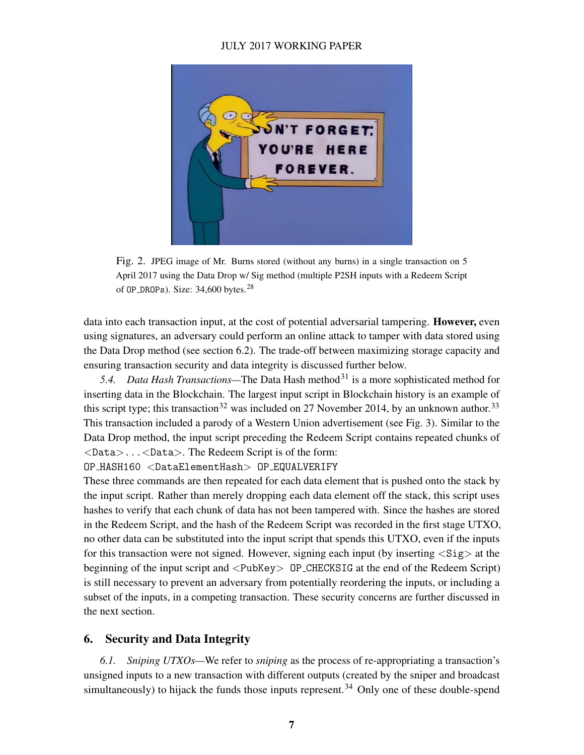Fig. 2. JPEG image of Mr. Burns stored (without any burns) in a single transaction on 5 April 2017 using the Data Drop w/ Sig method (multiple P2SH inputs with a Redeem Script of `OP_DROP`s). Size: 34,600 bytes.[28]

data into each transaction input, at the cost of potential adversarial tampering. **However,** even using signatures, an adversary could perform an online attack to tamper with data stored using the Data Drop method (see section 6.2). The trade-off between maximizing storage capacity and ensuring transaction security and data integrity is discussed further below.

*5.4. Data Hash Transactions*—The Data Hash method[31] is a more sophisticated method for inserting data in the Blockchain. The largest input script in Blockchain history is an example of this script type; this transaction[32] was included on 27 November 2014, by an unknown author.[33] This transaction included a parody of a Western Union advertisement (see Fig. 3). Similar to the Data Drop method, the input script preceding the Redeem Script contains repeated chunks of `<Data>...<Data>`. The Redeem Script is of the form:

`OP_HASH160 <DataElementHash> OP_EQUALVERIFY`

These three commands are then repeated for each data element that is pushed onto the stack by the input script. Rather than merely dropping each data element off the stack, this script uses hashes to verify that each chunk of data has not been tampered with. Since the hashes are stored in the Redeem Script, and the hash of the Redeem Script was recorded in the first stage UTXO, no other data can be substituted into the input script that spends this UTXO, even if the inputs for this transaction were not signed. However, signing each input (by inserting `<Sig>` at the beginning of the input script and `<PubKey> OP_CHECKSIG` at the end of the Redeem Script) is still necessary to prevent an adversary from potentially reordering the inputs, or including a subset of the inputs, in a competing transaction. These security concerns are further discussed in the next section.

## 6. Security and Data Integrity

*6.1. Sniping UTXOs*—We refer to *sniping* as the process of re-appropriating a transaction's unsigned inputs to a new transaction with different outputs (created by the sniper and broadcast simultaneously) to hijack the funds those inputs represent.[34] Only one of these double-spend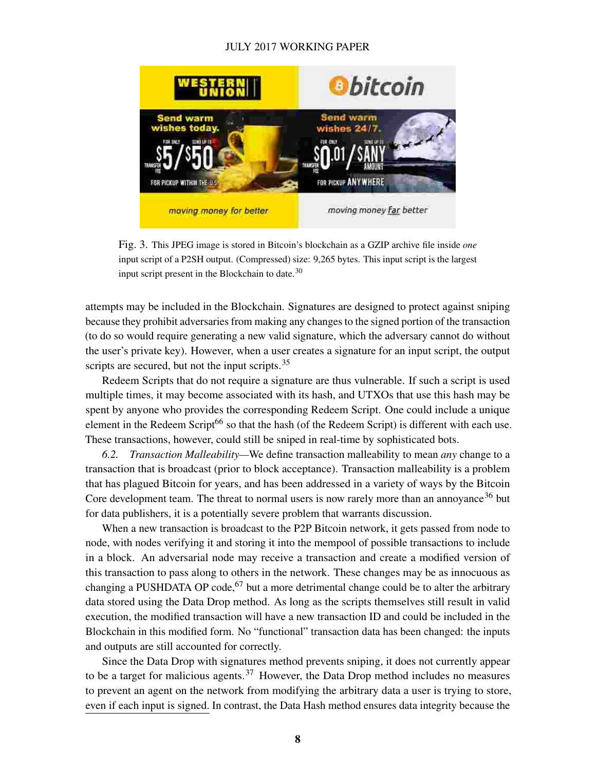Fig. 3. This JPEG image is stored in Bitcoin's blockchain as a GZIP archive file inside *one* input script of a P2SH output. (Compressed) size: 9,265 bytes. This input script is the largest input script present in the Blockchain to date.[30]

attempts may be included in the Blockchain. Signatures are designed to protect against sniping because they prohibit adversaries from making any changes to the signed portion of the transaction (to do so would require generating a new valid signature, which the adversary cannot do without the user's private key). However, when a user creates a signature for an input script, the output scripts are secured, but not the input scripts.[35]

Redeem Scripts that do not require a signature are thus vulnerable. If such a script is used multiple times, it may become associated with its hash, and UTXOs that use this hash may be spent by anyone who provides the corresponding Redeem Script. One could include a unique element in the Redeem Script[66] so that the hash (of the Redeem Script) is different with each use. These transactions, however, could still be sniped in real-time by sophisticated bots.

*6.2. Transaction Malleability*—We define transaction malleability to mean *any* change to a transaction that is broadcast (prior to block acceptance). Transaction malleability is a problem that has plagued Bitcoin for years, and has been addressed in a variety of ways by the Bitcoin Core development team. The threat to normal users is now rarely more than an annoyance[36] but for data publishers, it is a potentially severe problem that warrants discussion.

When a new transaction is broadcast to the P2P Bitcoin network, it gets passed from node to node, with nodes verifying it and storing it into the mempool of possible transactions to include in a block. An adversarial node may receive a transaction and create a modified version of this transaction to pass along to others in the network. These changes may be as innocuous as changing a PUSHDATA OP code,[67] but a more detrimental change could be to alter the arbitrary data stored using the Data Drop method. As long as the scripts themselves still result in valid execution, the modified transaction will have a new transaction ID and could be included in the Blockchain in this modified form. No "functional" transaction data has been changed: the inputs and outputs are still accounted for correctly.

Since the Data Drop with signatures method prevents sniping, it does not currently appear to be a target for malicious agents.[37] However, the Data Drop method includes no measures to prevent an agent on the network from modifying the arbitrary data a user is trying to store, even if each input is signed. In contrast, the Data Hash method ensures data integrity because the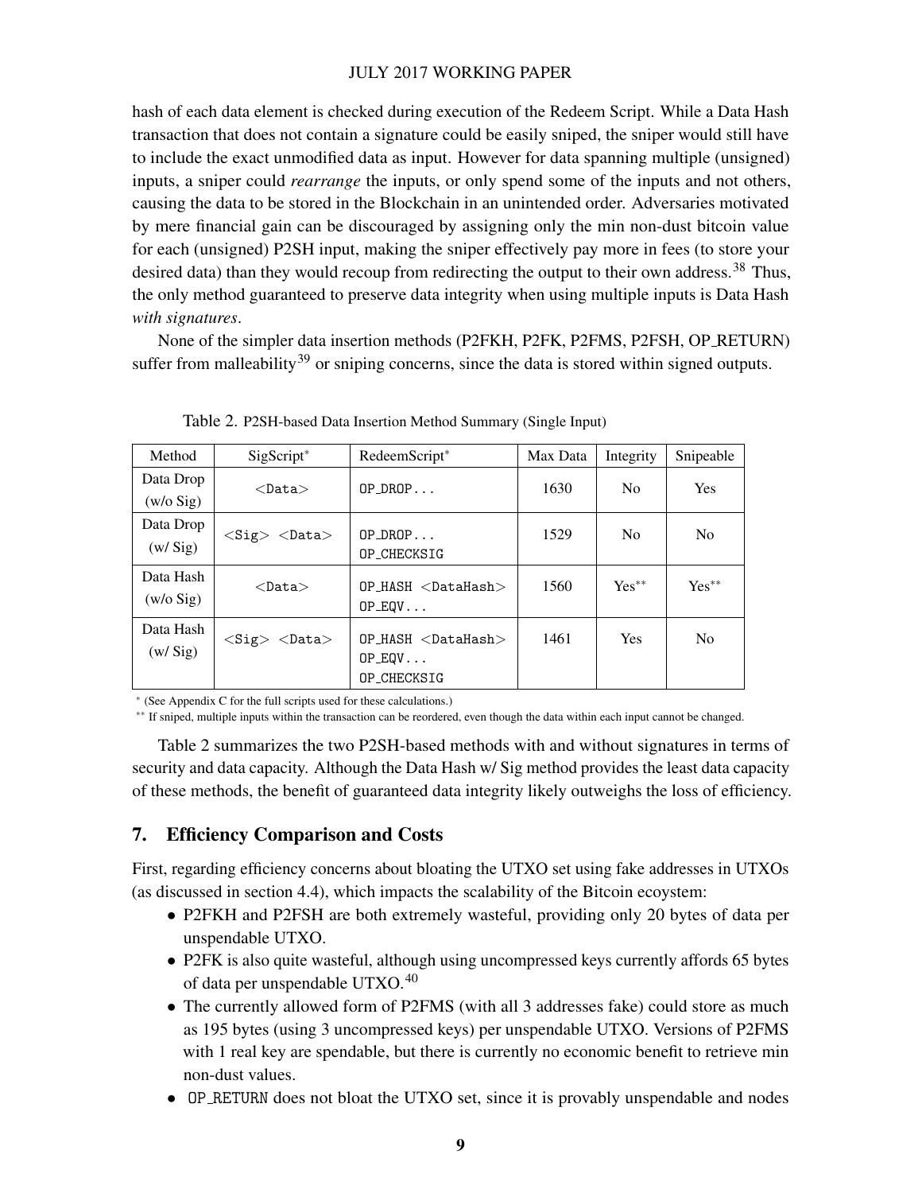hash of each data element is checked during execution of the Redeem Script. While a Data Hash transaction that does not contain a signature could be easily sniped, the sniper would still have to include the exact unmodified data as input. However for data spanning multiple (unsigned) inputs, a sniper could *rearrange* the inputs, or only spend some of the inputs and not others, causing the data to be stored in the Blockchain in an unintended order. Adversaries motivated by mere financial gain can be discouraged by assigning only the min non-dust bitcoin value for each (unsigned) P2SH input, making the sniper effectively pay more in fees (to store your desired data) than they would recoup from redirecting the output to their own address.[38] Thus, the only method guaranteed to preserve data integrity when using multiple inputs is Data Hash *with signatures*.

None of the simpler data insertion methods (P2FKH, P2FK, P2FMS, P2FSH, OP_RETURN) suffer from malleability[39] or sniping concerns, since the data is stored within signed outputs.

Table 2. P2SH-based Data Insertion Method Summary (Single Input)

| Method | SigScript* | RedeemScript* | Max Data | Integrity | Snipeable |
|---|---|---|---|---|---|
| Data Drop (w/o Sig) | `<Data>` | `OP_DROP...` | 1630 | No | Yes |
| Data Drop (w/ Sig) | `<Sig> <Data>` | `OP_DROP...` `OP_CHECKSIG` | 1529 | No | No |
| Data Hash (w/o Sig) | `<Data>` | `OP_HASH <DataHash>` `OP_EQV...` | 1560 | Yes** | Yes** |
| Data Hash (w/ Sig) | `<Sig> <Data>` | `OP_HASH <DataHash>` `OP_EQV...` `OP_CHECKSIG` | 1461 | Yes | No |

* (See Appendix C for the full scripts used for these calculations.)

** If sniped, multiple inputs within the transaction can be reordered, even though the data within each input cannot be changed.

Table 2 summarizes the two P2SH-based methods with and without signatures in terms of security and data capacity. Although the Data Hash w/ Sig method provides the least data capacity of these methods, the benefit of guaranteed data integrity likely outweighs the loss of efficiency.

## 7. Efficiency Comparison and Costs

First, regarding efficiency concerns about bloating the UTXO set using fake addresses in UTXOs (as discussed in section 4.4), which impacts the scalability of the Bitcoin ecoystem:

- P2FKH and P2FSH are both extremely wasteful, providing only 20 bytes of data per unspendable UTXO.
- P2FK is also quite wasteful, although using uncompressed keys currently affords 65 bytes of data per unspendable UTXO.[40]
- The currently allowed form of P2FMS (with all 3 addresses fake) could store as much as 195 bytes (using 3 uncompressed keys) per unspendable UTXO. Versions of P2FMS with 1 real key are spendable, but there is currently no economic benefit to retrieve min non-dust values.
- OP_RETURN does not bloat the UTXO set, since it is provably unspendable and nodes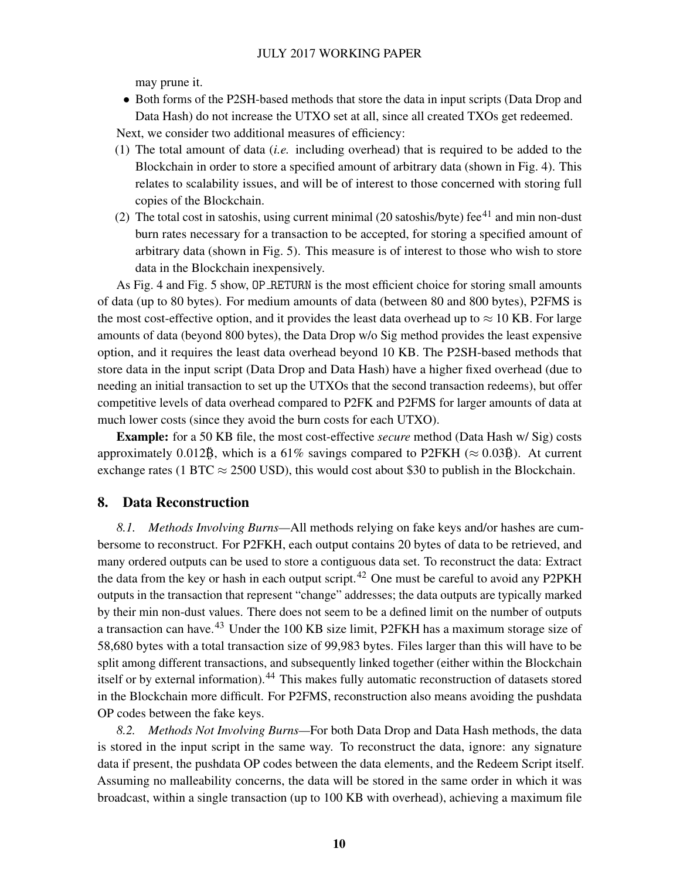may prune it.

- Both forms of the P2SH-based methods that store the data in input scripts (Data Drop and Data Hash) do not increase the UTXO set at all, since all created TXOs get redeemed.

Next, we consider two additional measures of efficiency:

1. The total amount of data (*i.e.* including overhead) that is required to be added to the Blockchain in order to store a specified amount of arbitrary data (shown in Fig. 4). This relates to scalability issues, and will be of interest to those concerned with storing full copies of the Blockchain.
2. The total cost in satoshis, using current minimal (20 satoshis/byte) fee[41] and min non-dust burn rates necessary for a transaction to be accepted, for storing a specified amount of arbitrary data (shown in Fig. 5). This measure is of interest to those who wish to store data in the Blockchain inexpensively.

As Fig. 4 and Fig. 5 show, OP_RETURN is the most efficient choice for storing small amounts of data (up to 80 bytes). For medium amounts of data (between 80 and 800 bytes), P2FMS is the most cost-effective option, and it provides the least data overhead up to $\approx 10$ KB. For large amounts of data (beyond 800 bytes), the Data Drop w/o Sig method provides the least expensive option, and it requires the least data overhead beyond 10 KB. The P2SH-based methods that store data in the input script (Data Drop and Data Hash) have a higher fixed overhead (due to needing an initial transaction to set up the UTXOs that the second transaction redeems), but offer competitive levels of data overhead compared to P2FK and P2FMS for larger amounts of data at much lower costs (since they avoid the burn costs for each UTXO).

**Example:** for a 50 KB file, the most cost-effective *secure* method (Data Hash w/ Sig) costs approximately 0.012Ƀ, which is a 61% savings compared to P2FKH ($\approx$ 0.03Ƀ). At current exchange rates (1 BTC $\approx$ 2500 USD), this would cost about $30 to publish in the Blockchain.

## 8. Data Reconstruction

*8.1. Methods Involving Burns*—All methods relying on fake keys and/or hashes are cumbersome to reconstruct. For P2FKH, each output contains 20 bytes of data to be retrieved, and many ordered outputs can be used to store a contiguous data set. To reconstruct the data: Extract the data from the key or hash in each output script.[42] One must be careful to avoid any P2PKH outputs in the transaction that represent "change" addresses; the data outputs are typically marked by their min non-dust values. There does not seem to be a defined limit on the number of outputs a transaction can have.[43] Under the 100 KB size limit, P2FKH has a maximum storage size of 58,680 bytes with a total transaction size of 99,983 bytes. Files larger than this will have to be split among different transactions, and subsequently linked together (either within the Blockchain itself or by external information).[44] This makes fully automatic reconstruction of datasets stored in the Blockchain more difficult. For P2FMS, reconstruction also means avoiding the pushdata OP codes between the fake keys.

*8.2. Methods Not Involving Burns*—For both Data Drop and Data Hash methods, the data is stored in the input script in the same way. To reconstruct the data, ignore: any signature data if present, the pushdata OP codes between the data elements, and the Redeem Script itself. Assuming no malleability concerns, the data will be stored in the same order in which it was broadcast, within a single transaction (up to 100 KB with overhead), achieving a maximum file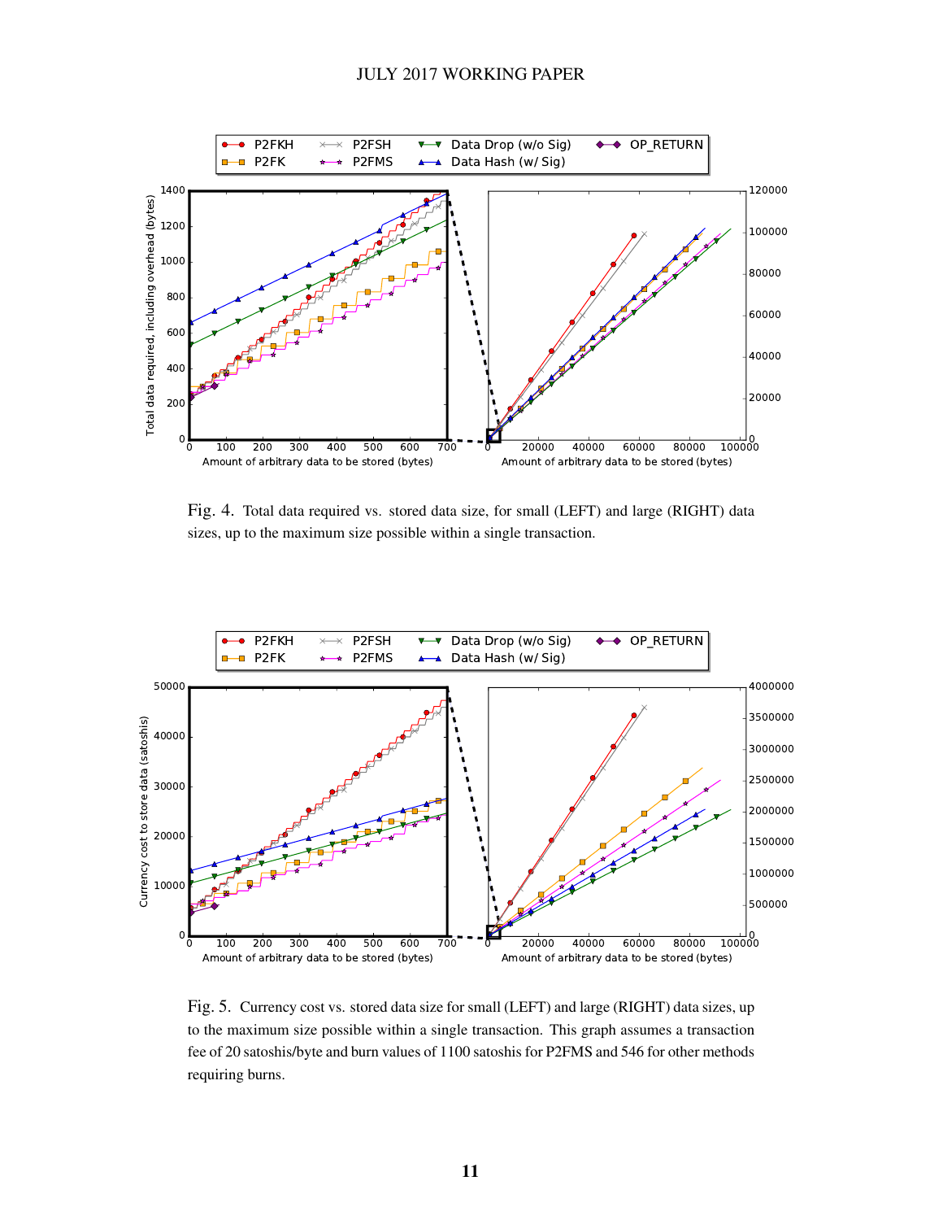Fig. 4. Total data required vs. stored data size, for small (LEFT) and large (RIGHT) data sizes, up to the maximum size possible within a single transaction.

Fig. 5. Currency cost vs. stored data size for small (LEFT) and large (RIGHT) data sizes, up to the maximum size possible within a single transaction. This graph assumes a transaction fee of 20 satoshis/byte and burn values of 1100 satoshis for P2FMS and 546 for other methods requiring burns.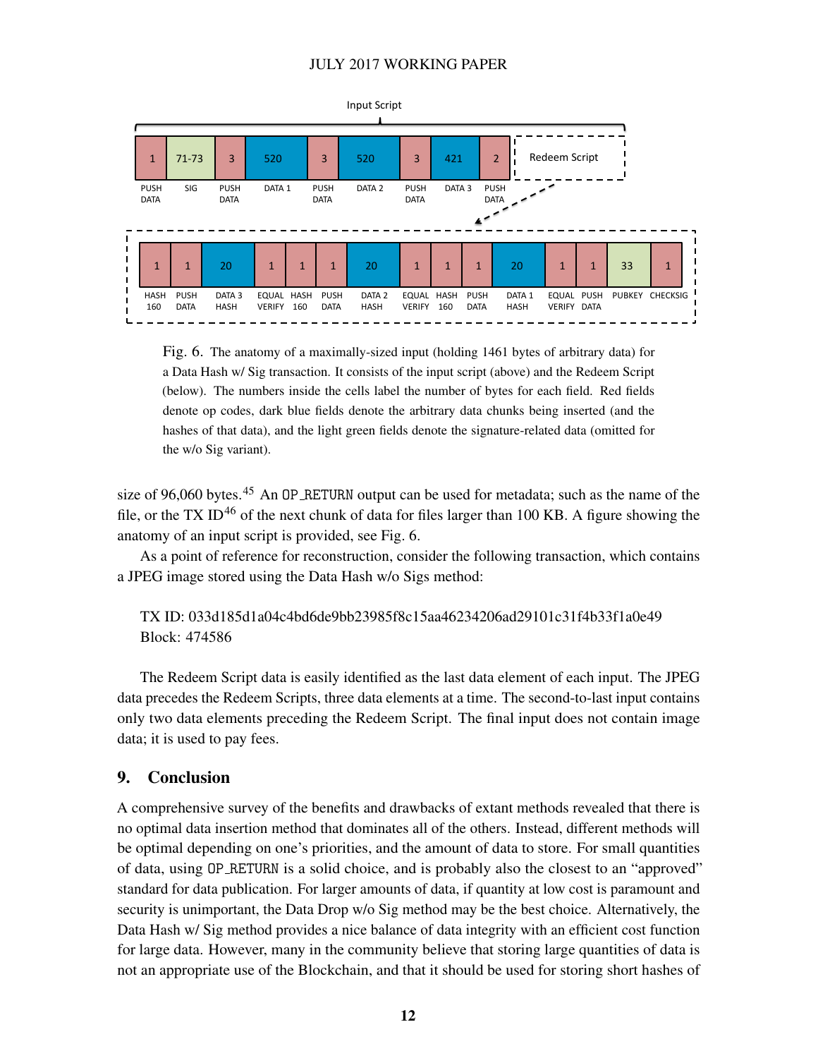Fig. 6. The anatomy of a maximally-sized input (holding 1461 bytes of arbitrary data) for a Data Hash w/ Sig transaction. It consists of the input script (above) and the Redeem Script (below). The numbers inside the cells label the number of bytes for each field. Red fields denote op codes, dark blue fields denote the arbitrary data chunks being inserted (and the hashes of that data), and the light green fields denote the signature-related data (omitted for the w/o Sig variant).

size of 96,060 bytes.[45] An OP_RETURN output can be used for metadata; such as the name of the file, or the TX ID[46] of the next chunk of data for files larger than 100 KB. A figure showing the anatomy of an input script is provided, see Fig. 6.

As a point of reference for reconstruction, consider the following transaction, which contains a JPEG image stored using the Data Hash w/o Sigs method:

TX ID: 033d185d1a04c4bd6de9bb23985f8c15aa46234206ad29101c31f4b33f1a0e49
Block: 474586

The Redeem Script data is easily identified as the last data element of each input. The JPEG data precedes the Redeem Scripts, three data elements at a time. The second-to-last input contains only two data elements preceding the Redeem Script. The final input does not contain image data; it is used to pay fees.

## 9. Conclusion

A comprehensive survey of the benefits and drawbacks of extant methods revealed that there is no optimal data insertion method that dominates all of the others. Instead, different methods will be optimal depending on one's priorities, and the amount of data to store. For small quantities of data, using OP_RETURN is a solid choice, and is probably also the closest to an "approved" standard for data publication. For larger amounts of data, if quantity at low cost is paramount and security is unimportant, the Data Drop w/o Sig method may be the best choice. Alternatively, the Data Hash w/ Sig method provides a nice balance of data integrity with an efficient cost function for large data. However, many in the community believe that storing large quantities of data is not an appropriate use of the Blockchain, and that it should be used for storing short hashes of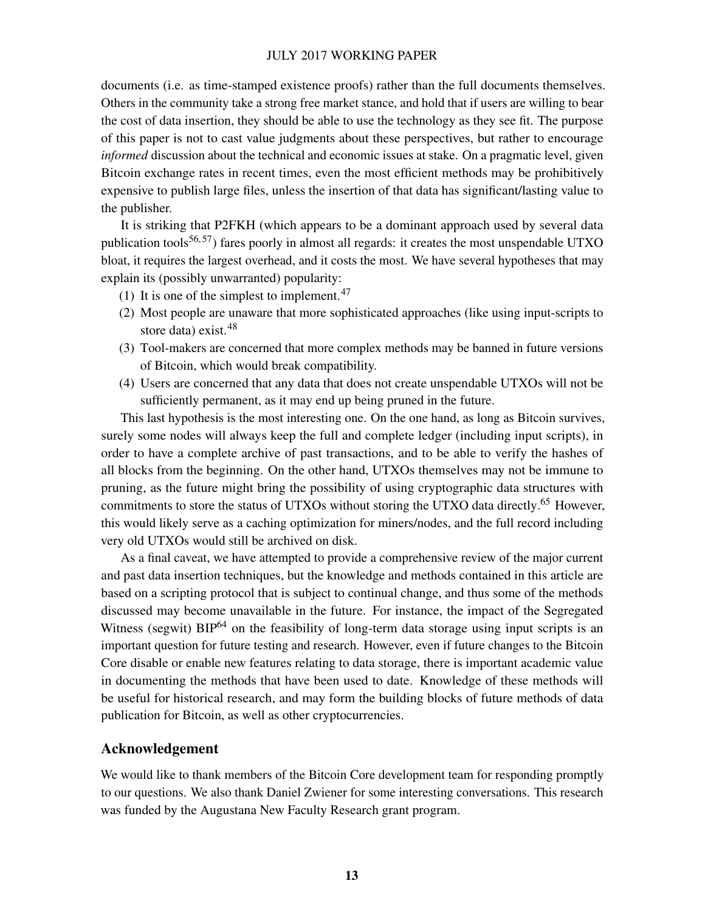documents (i.e. as time-stamped existence proofs) rather than the full documents themselves. Others in the community take a strong free market stance, and hold that if users are willing to bear the cost of data insertion, they should be able to use the technology as they see fit. The purpose of this paper is not to cast value judgments about these perspectives, but rather to encourage *informed* discussion about the technical and economic issues at stake. On a pragmatic level, given Bitcoin exchange rates in recent times, even the most efficient methods may be prohibitively expensive to publish large files, unless the insertion of that data has significant/lasting value to the publisher.

It is striking that P2FKH (which appears to be a dominant approach used by several data publication tools[56,57]) fares poorly in almost all regards: it creates the most unspendable UTXO bloat, it requires the largest overhead, and it costs the most. We have several hypotheses that may explain its (possibly unwarranted) popularity:

(1) It is one of the simplest to implement.[47]
(2) Most people are unaware that more sophisticated approaches (like using input-scripts to store data) exist.[48]
(3) Tool-makers are concerned that more complex methods may be banned in future versions of Bitcoin, which would break compatibility.
(4) Users are concerned that any data that does not create unspendable UTXOs will not be sufficiently permanent, as it may end up being pruned in the future.

This last hypothesis is the most interesting one. On the one hand, as long as Bitcoin survives, surely some nodes will always keep the full and complete ledger (including input scripts), in order to have a complete archive of past transactions, and to be able to verify the hashes of all blocks from the beginning. On the other hand, UTXOs themselves may not be immune to pruning, as the future might bring the possibility of using cryptographic data structures with commitments to store the status of UTXOs without storing the UTXO data directly.[65] However, this would likely serve as a caching optimization for miners/nodes, and the full record including very old UTXOs would still be archived on disk.

As a final caveat, we have attempted to provide a comprehensive review of the major current and past data insertion techniques, but the knowledge and methods contained in this article are based on a scripting protocol that is subject to continual change, and thus some of the methods discussed may become unavailable in the future. For instance, the impact of the Segregated Witness (segwit) BIP[64] on the feasibility of long-term data storage using input scripts is an important question for future testing and research. However, even if future changes to the Bitcoin Core disable or enable new features relating to data storage, there is important academic value in documenting the methods that have been used to date. Knowledge of these methods will be useful for historical research, and may form the building blocks of future methods of data publication for Bitcoin, as well as other cryptocurrencies.

## Acknowledgement

We would like to thank members of the Bitcoin Core development team for responding promptly to our questions. We also thank Daniel Zwiener for some interesting conversations. This research was funded by the Augustana New Faculty Research grant program.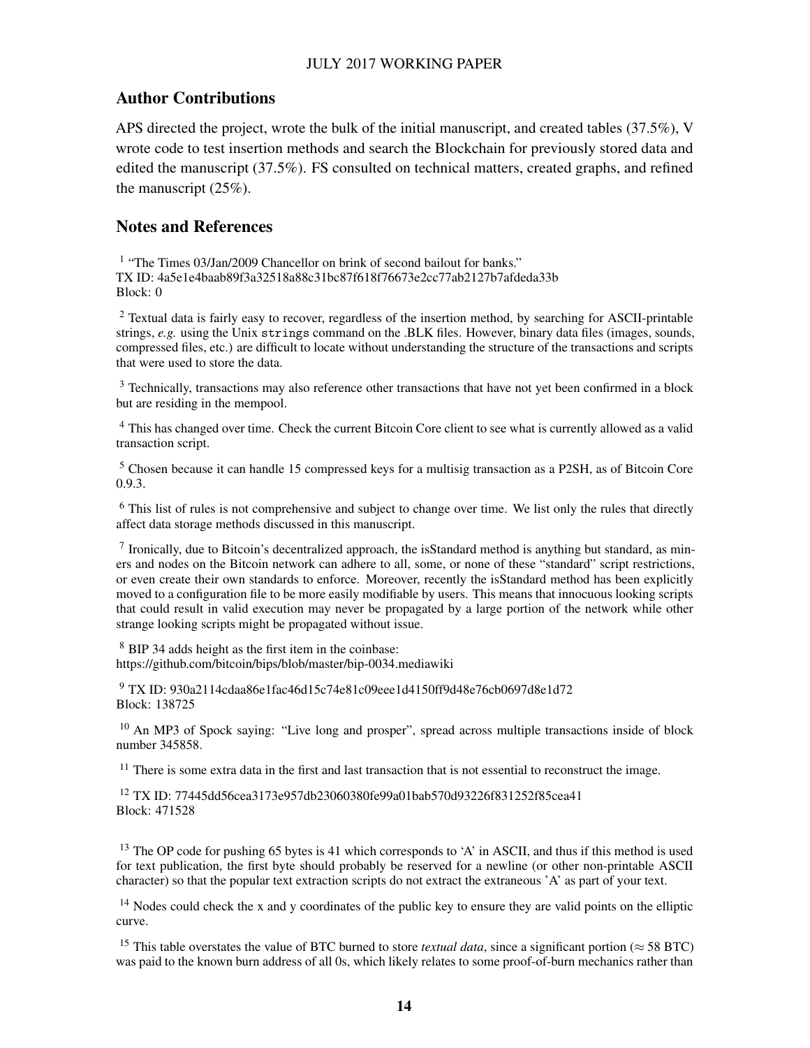## Author Contributions

APS directed the project, wrote the bulk of the initial manuscript, and created tables (37.5%), V wrote code to test insertion methods and search the Blockchain for previously stored data and edited the manuscript (37.5%). FS consulted on technical matters, created graphs, and refined the manuscript (25%).

## Notes and References

[1] "The Times 03/Jan/2009 Chancellor on brink of second bailout for banks."
TX ID: 4a5e1e4baab89f3a32518a88c31bc87f618f76673e2cc77ab2127b7afdeda33b
Block: 0

[2] Textual data is fairly easy to recover, regardless of the insertion method, by searching for ASCII-printable strings, *e.g.* using the Unix `strings` command on the .BLK files. However, binary data files (images, sounds, compressed files, etc.) are difficult to locate without understanding the structure of the transactions and scripts that were used to store the data.

[3] Technically, transactions may also reference other transactions that have not yet been confirmed in a block but are residing in the mempool.

[4] This has changed over time. Check the current Bitcoin Core client to see what is currently allowed as a valid transaction script.

[5] Chosen because it can handle 15 compressed keys for a multisig transaction as a P2SH, as of Bitcoin Core 0.9.3.

[6] This list of rules is not comprehensive and subject to change over time. We list only the rules that directly affect data storage methods discussed in this manuscript.

[7] Ironically, due to Bitcoin's decentralized approach, the isStandard method is anything but standard, as miners and nodes on the Bitcoin network can adhere to all, some, or none of these "standard" script restrictions, or even create their own standards to enforce. Moreover, recently the isStandard method has been explicitly moved to a configuration file to be more easily modifiable by users. This means that innocuous looking scripts that could result in valid execution may never be propagated by a large portion of the network while other strange looking scripts might be propagated without issue.

[8] BIP 34 adds height as the first item in the coinbase:
https://github.com/bitcoin/bips/blob/master/bip-0034.mediawiki

[9] TX ID: 930a2114cdaa86e1fac46d15c74e81c09eee1d4150ff9d48e76cb0697d8e1d72
Block: 138725

[10] An MP3 of Spock saying: "Live long and prosper", spread across multiple transactions inside of block number 345858.

[11] There is some extra data in the first and last transaction that is not essential to reconstruct the image.

[12] TX ID: 77445dd56cea3173e957db23060380fe99a01bab570d93226f831252f85cea41
Block: 471528

[13] The OP code for pushing 65 bytes is 41 which corresponds to 'A' in ASCII, and thus if this method is used for text publication, the first byte should probably be reserved for a newline (or other non-printable ASCII character) so that the popular text extraction scripts do not extract the extraneous 'A' as part of your text.

[14] Nodes could check the x and y coordinates of the public key to ensure they are valid points on the elliptic curve.

[15] This table overstates the value of BTC burned to store *textual data*, since a significant portion ($\approx 58$ BTC) was paid to the known burn address of all 0s, which likely relates to some proof-of-burn mechanics rather than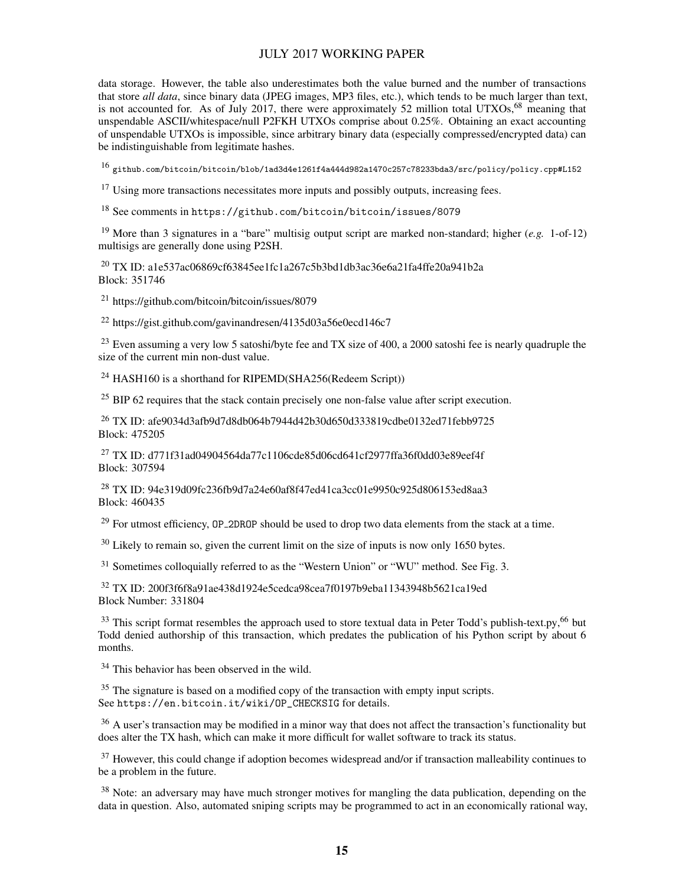data storage. However, the table also underestimates both the value burned and the number of transactions that store *all data*, since binary data (JPEG images, MP3 files, etc.), which tends to be much larger than text, is not accounted for. As of July 2017, there were approximately 52 million total UTXOs,[68] meaning that unspendable ASCII/whitespace/null P2FKH UTXOs comprise about 0.25%. Obtaining an exact accounting of unspendable UTXOs is impossible, since arbitrary binary data (especially compressed/encrypted data) can be indistinguishable from legitimate hashes.

[16] `github.com/bitcoin/bitcoin/blob/1ad3d4e1261f4a444d982a1470c257c78233bda3/src/policy/policy.cpp#L152`

[17] Using more transactions necessitates more inputs and possibly outputs, increasing fees.

[18] See comments in `https://github.com/bitcoin/bitcoin/issues/8079`

[19] More than 3 signatures in a "bare" multisig output script are marked non-standard; higher (*e.g.* 1-of-12) multisigs are generally done using P2SH.

[20] TX ID: a1e537ac06869cf63845ee1fc1a267c5b3bd1db3ac36e6a21fa4ffe20a941b2a
Block: 351746

[21] https://github.com/bitcoin/bitcoin/issues/8079

[22] https://gist.github.com/gavinandresen/4135d03a56e0ecd146c7

[23] Even assuming a very low 5 satoshi/byte fee and TX size of 400, a 2000 satoshi fee is nearly quadruple the size of the current min non-dust value.

[24] HASH160 is a shorthand for RIPEMD(SHA256(Redeem Script))

[25] BIP 62 requires that the stack contain precisely one non-false value after script execution.

[26] TX ID: afe9034d3afb9d7d8db064b7944d42b30d650d333819cdbe0132ed71febb9725
Block: 475205

[27] TX ID: d771f31ad04904564da77c1106cde85d06cd641cf2977ffa36f0dd03e89eef4f
Block: 307594

[28] TX ID: 94e319d09fc236fb9d7a24e60af8f47ed41ca3cc01e9950c925d806153ed8aa3
Block: 460435

[29] For utmost efficiency, `OP_2DROP` should be used to drop two data elements from the stack at a time.

[30] Likely to remain so, given the current limit on the size of inputs is now only 1650 bytes.

[31] Sometimes colloquially referred to as the "Western Union" or "WU" method. See Fig. 3.

[32] TX ID: 200f3f6f8a91ae438d1924e5cedca98cea7f0197b9eba11343948b5621ca19ed
Block Number: 331804

[33] This script format resembles the approach used to store textual data in Peter Todd's publish-text.py,[66] but Todd denied authorship of this transaction, which predates the publication of his Python script by about 6 months.

[34] This behavior has been observed in the wild.

[35] The signature is based on a modified copy of the transaction with empty input scripts.
See `https://en.bitcoin.it/wiki/OP_CHECKSIG` for details.

[36] A user's transaction may be modified in a minor way that does not affect the transaction's functionality but does alter the TX hash, which can make it more difficult for wallet software to track its status.

[37] However, this could change if adoption becomes widespread and/or if transaction malleability continues to be a problem in the future.

[38] Note: an adversary may have much stronger motives for mangling the data publication, depending on the data in question. Also, automated sniping scripts may be programmed to act in an economically rational way,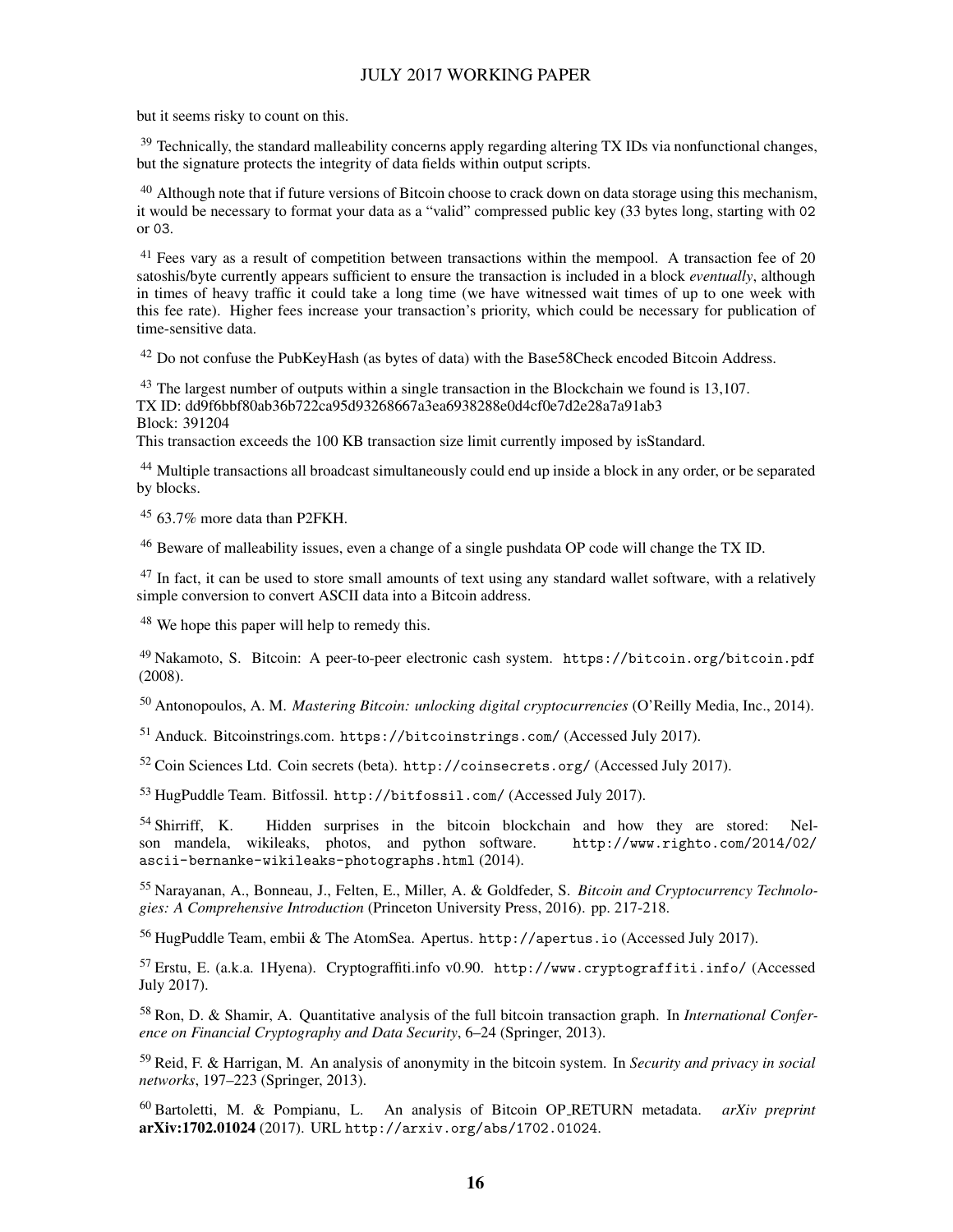but it seems risky to count on this.

[39] Technically, the standard malleability concerns apply regarding altering TX IDs via nonfunctional changes, but the signature protects the integrity of data fields within output scripts.

[40] Although note that if future versions of Bitcoin choose to crack down on data storage using this mechanism, it would be necessary to format your data as a "valid" compressed public key (33 bytes long, starting with `02` or `03`.

[41] Fees vary as a result of competition between transactions within the mempool. A transaction fee of 20 satoshis/byte currently appears sufficient to ensure the transaction is included in a block *eventually*, although in times of heavy traffic it could take a long time (we have witnessed wait times of up to one week with this fee rate). Higher fees increase your transaction's priority, which could be necessary for publication of time-sensitive data.

[42] Do not confuse the PubKeyHash (as bytes of data) with the Base58Check encoded Bitcoin Address.

[43] The largest number of outputs within a single transaction in the Blockchain we found is 13,107.
TX ID: dd9f6bbf80ab36b722ca95d93268667a3ea6938288e0d4cf0e7d2e28a7a91ab3
Block: 391204
This transaction exceeds the 100 KB transaction size limit currently imposed by isStandard.

[44] Multiple transactions all broadcast simultaneously could end up inside a block in any order, or be separated by blocks.

[45] 63.7% more data than P2FKH.

[46] Beware of malleability issues, even a change of a single pushdata OP code will change the TX ID.

[47] In fact, it can be used to store small amounts of text using any standard wallet software, with a relatively simple conversion to convert ASCII data into a Bitcoin address.

[48] We hope this paper will help to remedy this.

[49] Nakamoto, S. Bitcoin: A peer-to-peer electronic cash system. `https://bitcoin.org/bitcoin.pdf` (2008).

[50] Antonopoulos, A. M. *Mastering Bitcoin: unlocking digital cryptocurrencies* (O'Reilly Media, Inc., 2014).

[51] Anduck. Bitcoinstrings.com. `https://bitcoinstrings.com/` (Accessed July 2017).

[52] Coin Sciences Ltd. Coin secrets (beta). `http://coinsecrets.org/` (Accessed July 2017).

[53] HugPuddle Team. Bitfossil. `http://bitfossil.com/` (Accessed July 2017).

[54] Shirriff, K. Hidden surprises in the bitcoin blockchain and how they are stored: Nelson mandela, wikileaks, photos, and python software. `http://www.righto.com/2014/02/ascii-bernanke-wikileaks-photographs.html` (2014).

[55] Narayanan, A., Bonneau, J., Felten, E., Miller, A. & Goldfeder, S. *Bitcoin and Cryptocurrency Technologies: A Comprehensive Introduction* (Princeton University Press, 2016). pp. 217-218.

[56] HugPuddle Team, embii & The AtomSea. Apertus. `http://apertus.io` (Accessed July 2017).

[57] Erstu, E. (a.k.a. 1Hyena). Cryptograffiti.info v0.90. `http://www.cryptograffiti.info/` (Accessed July 2017).

[58] Ron, D. & Shamir, A. Quantitative analysis of the full bitcoin transaction graph. In *International Conference on Financial Cryptography and Data Security*, 6–24 (Springer, 2013).

[59] Reid, F. & Harrigan, M. An analysis of anonymity in the bitcoin system. In *Security and privacy in social networks*, 197–223 (Springer, 2013).

[60] Bartoletti, M. & Pompianu, L. An analysis of Bitcoin OP_RETURN metadata. *arXiv preprint* **arXiv:1702.01024** (2017). URL `http://arxiv.org/abs/1702.01024`.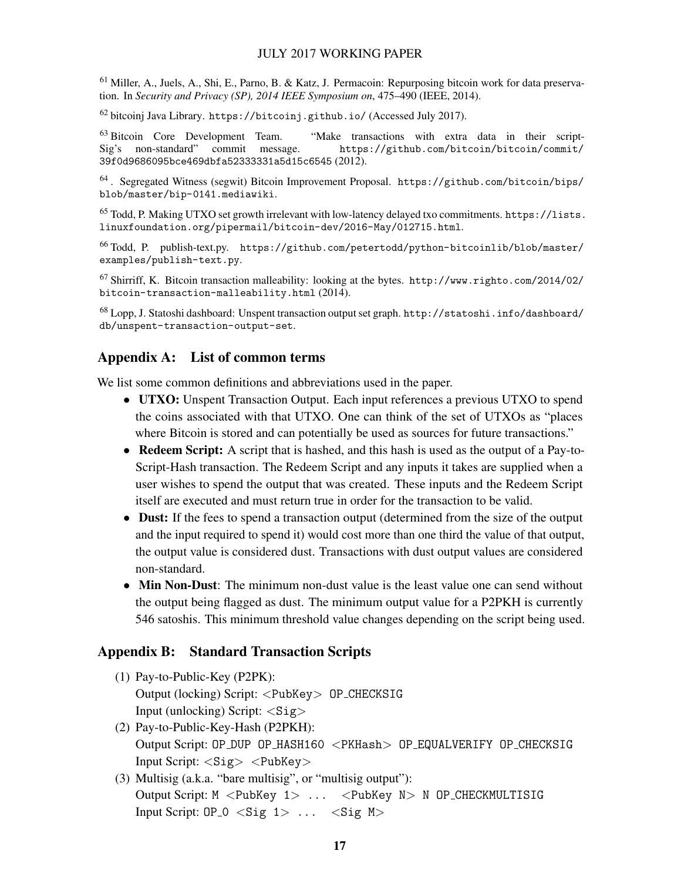[61] Miller, A., Juels, A., Shi, E., Parno, B. & Katz, J. Permacoin: Repurposing bitcoin work for data preservation. In *Security and Privacy (SP), 2014 IEEE Symposium on*, 475–490 (IEEE, 2014).

[62] bitcoinj Java Library. `https://bitcoinj.github.io/` (Accessed July 2017).

[63] Bitcoin Core Development Team. "Make transactions with extra data in their scriptSig's non-standard" commit message. `https://github.com/bitcoin/bitcoin/commit/39f0d9686095bce469dbfa52333331a5d15c6545` (2012).

[64] . Segregated Witness (segwit) Bitcoin Improvement Proposal. `https://github.com/bitcoin/bips/blob/master/bip-0141.mediawiki`.

[65] Todd, P. Making UTXO set growth irrelevant with low-latency delayed txo commitments. `https://lists.linuxfoundation.org/pipermail/bitcoin-dev/2016-May/012715.html`.

[66] Todd, P. publish-text.py. `https://github.com/petertodd/python-bitcoinlib/blob/master/examples/publish-text.py`.

[67] Shirriff, K. Bitcoin transaction malleability: looking at the bytes. `http://www.righto.com/2014/02/bitcoin-transaction-malleability.html` (2014).

[68] Lopp, J. Statoshi dashboard: Unspent transaction output set graph. `http://statoshi.info/dashboard/db/unspent-transaction-output-set`.

## Appendix A: List of common terms

We list some common definitions and abbreviations used in the paper.

- **UTXO:** Unspent Transaction Output. Each input references a previous UTXO to spend the coins associated with that UTXO. One can think of the set of UTXOs as "places where Bitcoin is stored and can potentially be used as sources for future transactions."
- **Redeem Script:** A script that is hashed, and this hash is used as the output of a Pay-to-Script-Hash transaction. The Redeem Script and any inputs it takes are supplied when a user wishes to spend the output that was created. These inputs and the Redeem Script itself are executed and must return true in order for the transaction to be valid.
- **Dust:** If the fees to spend a transaction output (determined from the size of the output and the input required to spend it) would cost more than one third the value of that output, the output value is considered dust. Transactions with dust output values are considered non-standard.
- **Min Non-Dust**: The minimum non-dust value is the least value one can send without the output being flagged as dust. The minimum output value for a P2PKH is currently 546 satoshis. This minimum threshold value changes depending on the script being used.

## Appendix B: Standard Transaction Scripts

(1) Pay-to-Public-Key (P2PK):
Output (locking) Script: `<PubKey> OP_CHECKSIG`
Input (unlocking) Script: `<Sig>`

(2) Pay-to-Public-Key-Hash (P2PKH):
Output Script: `OP_DUP OP_HASH160 <PKHash> OP_EQUALVERIFY OP_CHECKSIG`
Input Script: `<Sig> <PubKey>`

(3) Multisig (a.k.a. "bare multisig", or "multisig output"):
Output Script: `M <PubKey 1> ... <PubKey N> N OP_CHECKMULTISIG`
Input Script: `OP_0 <Sig 1> ... <Sig M>`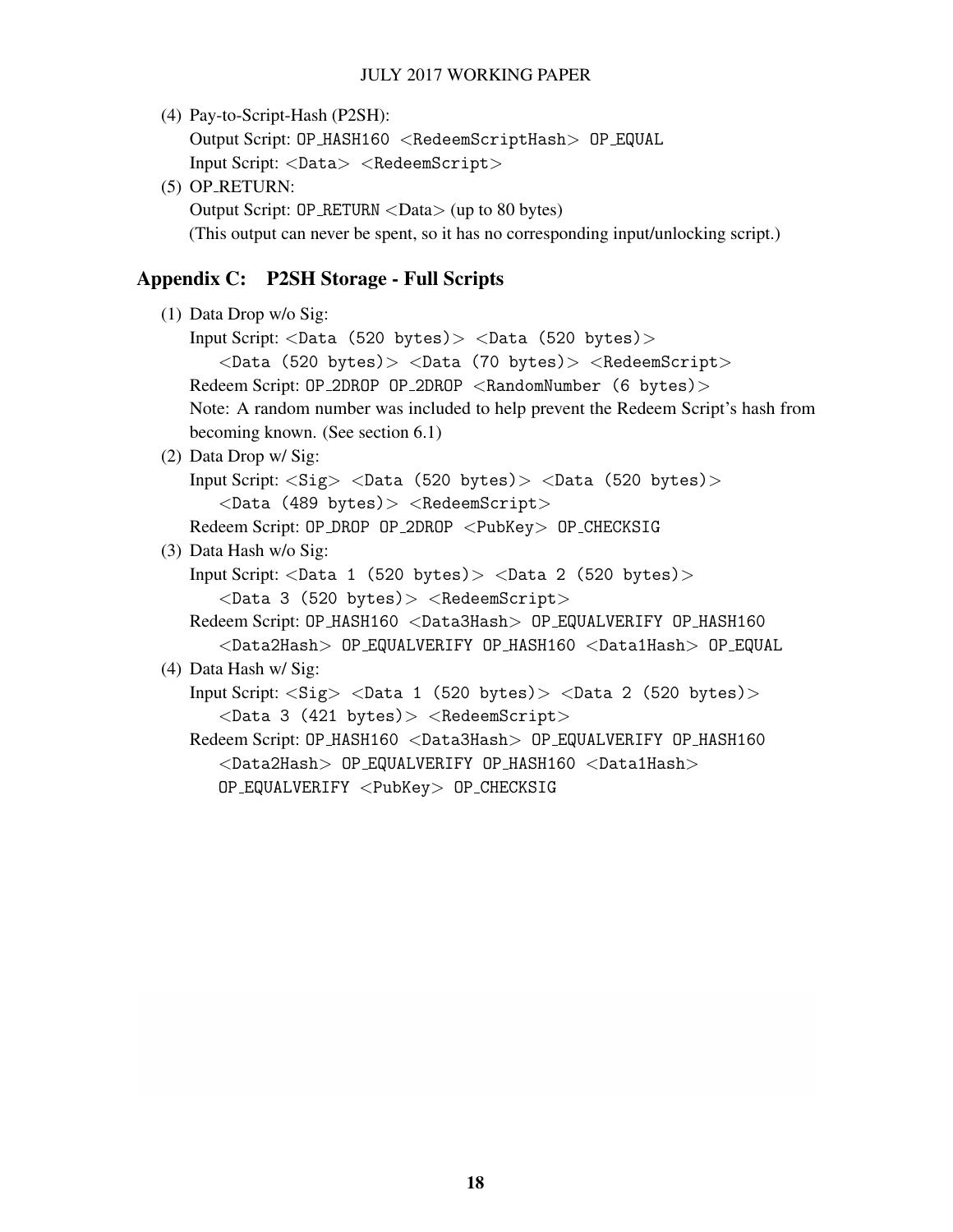(4) Pay-to-Script-Hash (P2SH):
Output Script: `OP_HASH160 <RedeemScriptHash> OP_EQUAL`
Input Script: `<Data> <RedeemScript>`

(5) OP_RETURN:
Output Script: `OP_RETURN <Data>` (up to 80 bytes)
(This output can never be spent, so it has no corresponding input/unlocking script.)

## Appendix C: P2SH Storage - Full Scripts

(1) Data Drop w/o Sig:
Input Script: `<Data (520 bytes)> <Data (520 bytes)> <Data (520 bytes)> <Data (70 bytes)> <RedeemScript>`
Redeem Script: `OP_2DROP OP_2DROP <RandomNumber (6 bytes)>`
Note: A random number was included to help prevent the Redeem Script's hash from becoming known. (See section 6.1)

(2) Data Drop w/ Sig:
Input Script: `<Sig> <Data (520 bytes)> <Data (520 bytes)> <Data (489 bytes)> <RedeemScript>`
Redeem Script: `OP_DROP OP_2DROP <PubKey> OP_CHECKSIG`

(3) Data Hash w/o Sig:
Input Script: `<Data 1 (520 bytes)> <Data 2 (520 bytes)> <Data 3 (520 bytes)> <RedeemScript>`
Redeem Script: `OP_HASH160 <Data3Hash> OP_EQUALVERIFY OP_HASH160 <Data2Hash> OP_EQUALVERIFY OP_HASH160 <Data1Hash> OP_EQUAL`

(4) Data Hash w/ Sig:
Input Script: `<Sig> <Data 1 (520 bytes)> <Data 2 (520 bytes)> <Data 3 (421 bytes)> <RedeemScript>`
Redeem Script: `OP_HASH160 <Data3Hash> OP_EQUALVERIFY OP_HASH160 <Data2Hash> OP_EQUALVERIFY OP_HASH160 <Data1Hash> OP_EQUALVERIFY <PubKey> OP_CHECKSIG`